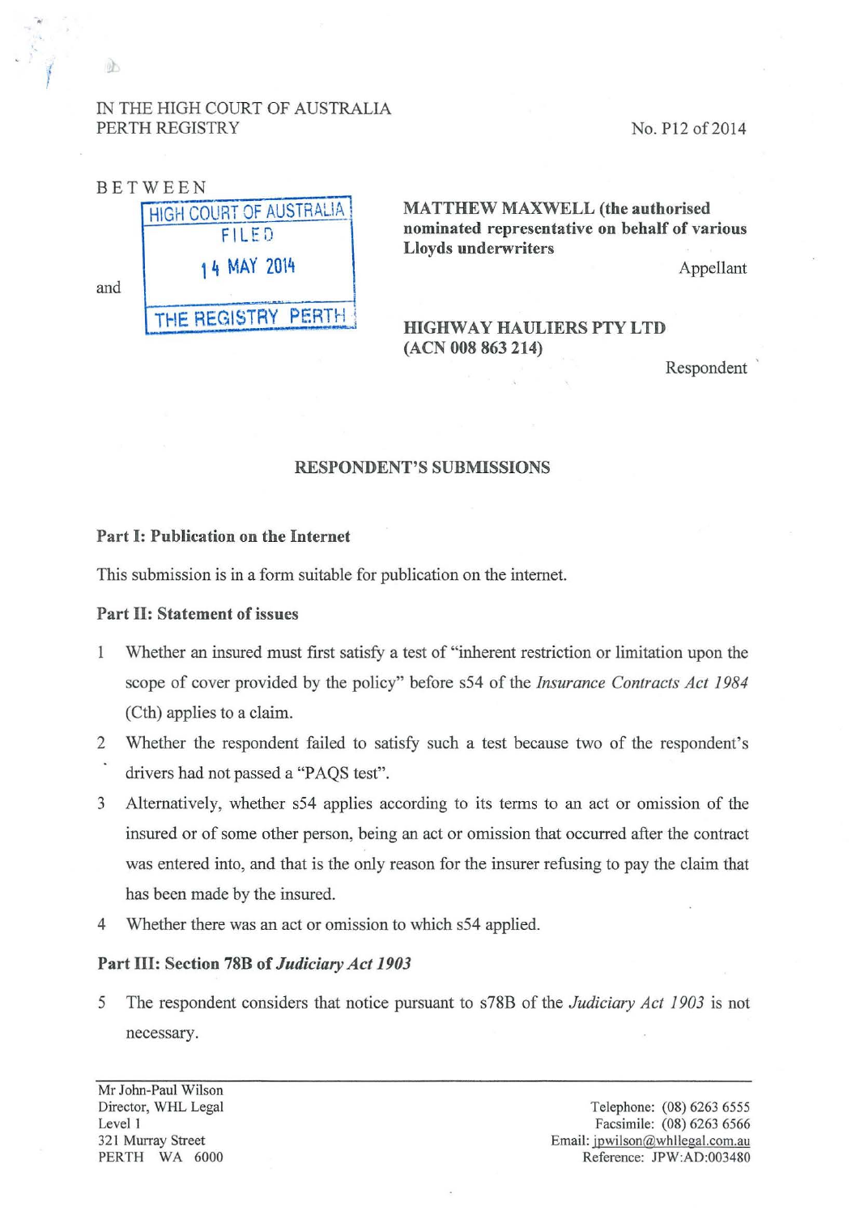IN THE HIGH COURT OF AUSTRALIA
PERTH REGISTRY

No. P12 of 2014

BETWEEN

HIGH COURT OF AUSTRALIA
FILED
14 MAY 2014
THE REGISTRY PERTH

**MATTHEW MAXWELL (the authorised nominated representative on behalf of various Lloyds underwriters**

Appellant

and

**HIGHWAY HAULIERS PTY LTD (ACN 008 863 214)**

Respondent

## RESPONDENT'S SUBMISSIONS

### Part I: Publication on the Internet

This submission is in a form suitable for publication on the internet.

### Part II: Statement of issues

1 Whether an insured must first satisfy a test of "inherent restriction or limitation upon the scope of cover provided by the policy" before s54 of the *Insurance Contracts Act 1984* (Cth) applies to a claim.

2 Whether the respondent failed to satisfy such a test because two of the respondent's drivers had not passed a "PAQS test".

3 Alternatively, whether s54 applies according to its terms to an act or omission of the insured or of some other person, being an act or omission that occurred after the contract was entered into, and that is the only reason for the insurer refusing to pay the claim that has been made by the insured.

4 Whether there was an act or omission to which s54 applied.

### Part III: Section 78B of *Judiciary Act 1903*

5 The respondent considers that notice pursuant to s78B of the *Judiciary Act 1903* is not necessary.

Mr John-Paul Wilson
Director, WHL Legal
Level 1
321 Murray Street
PERTH WA 6000

Telephone: (08) 6263 6555
Facsimile: (08) 6263 6566
Email: jpwilson@whllegal.com.au
Reference: JPW:AD:003480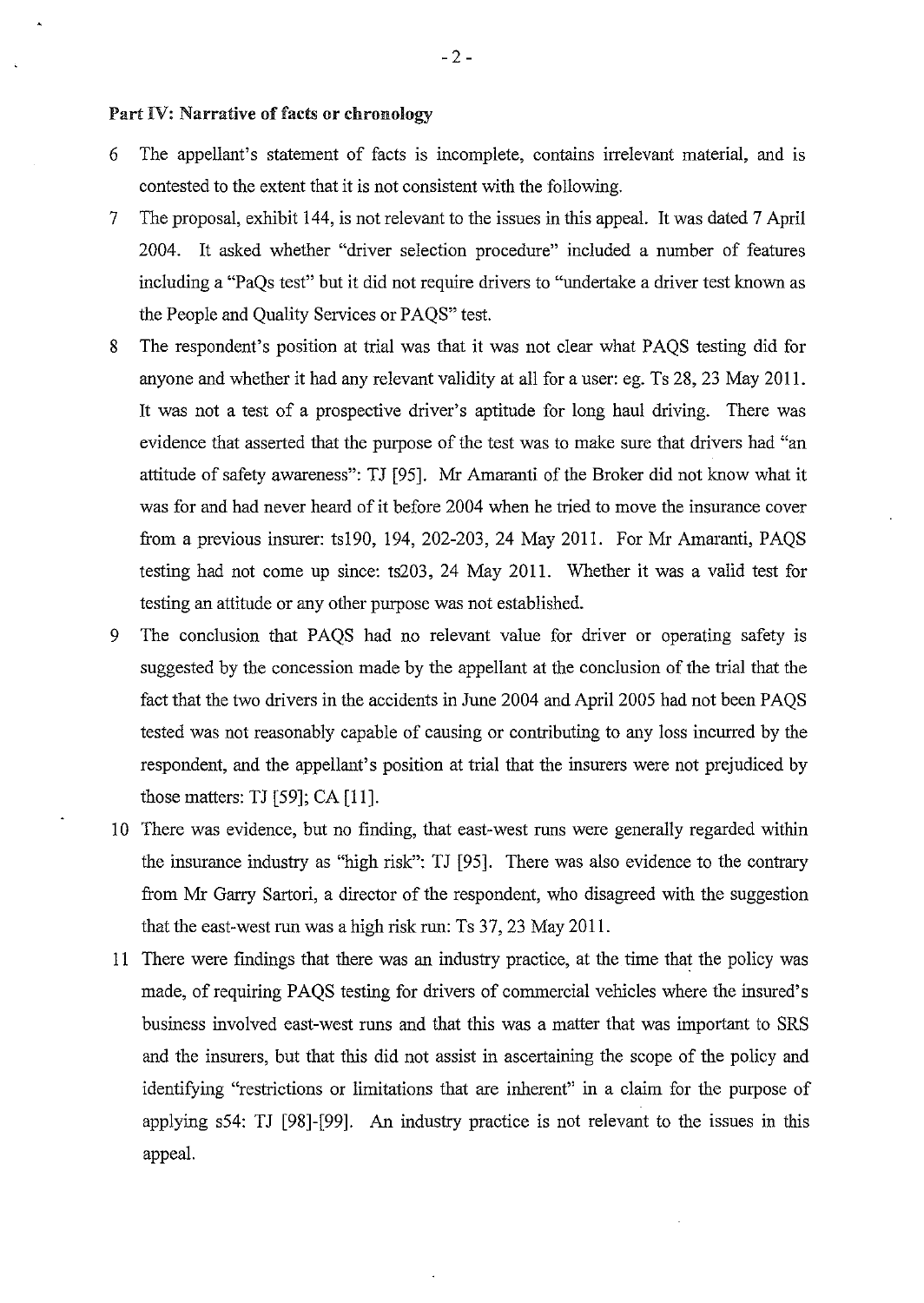**Part IV: Narrative of facts or chronology**

6 The appellant's statement of facts is incomplete, contains irrelevant material, and is contested to the extent that it is not consistent with the following.

7 The proposal, exhibit 144, is not relevant to the issues in this appeal. It was dated 7 April 2004. It asked whether "driver selection procedure" included a number of features including a "PaQs test" but it did not require drivers to "undertake a driver test known as the People and Quality Services or PAQS" test.

8 The respondent's position at trial was that it was not clear what PAQS testing did for anyone and whether it had any relevant validity at all for a user: eg. Ts 28, 23 May 2011. It was not a test of a prospective driver's aptitude for long haul driving. There was evidence that asserted that the purpose of the test was to make sure that drivers had "an attitude of safety awareness": TJ [95]. Mr Amaranti of the Broker did not know what it was for and had never heard of it before 2004 when he tried to move the insurance cover from a previous insurer: ts190, 194, 202-203, 24 May 2011. For Mr Amaranti, PAQS testing had not come up since: ts203, 24 May 2011. Whether it was a valid test for testing an attitude or any other purpose was not established.

9 The conclusion that PAQS had no relevant value for driver or operating safety is suggested by the concession made by the appellant at the conclusion of the trial that the fact that the two drivers in the accidents in June 2004 and April 2005 had not been PAQS tested was not reasonably capable of causing or contributing to any loss incurred by the respondent, and the appellant's position at trial that the insurers were not prejudiced by those matters: TJ [59]; CA [11].

10 There was evidence, but no finding, that east-west runs were generally regarded within the insurance industry as "high risk": TJ [95]. There was also evidence to the contrary from Mr Garry Sartori, a director of the respondent, who disagreed with the suggestion that the east-west run was a high risk run: Ts 37, 23 May 2011.

11 There were findings that there was an industry practice, at the time that the policy was made, of requiring PAQS testing for drivers of commercial vehicles where the insured's business involved east-west runs and that this was a matter that was important to SRS and the insurers, but that this did not assist in ascertaining the scope of the policy and identifying "restrictions or limitations that are inherent" in a claim for the purpose of applying s54: TJ [98]-[99]. An industry practice is not relevant to the issues in this appeal.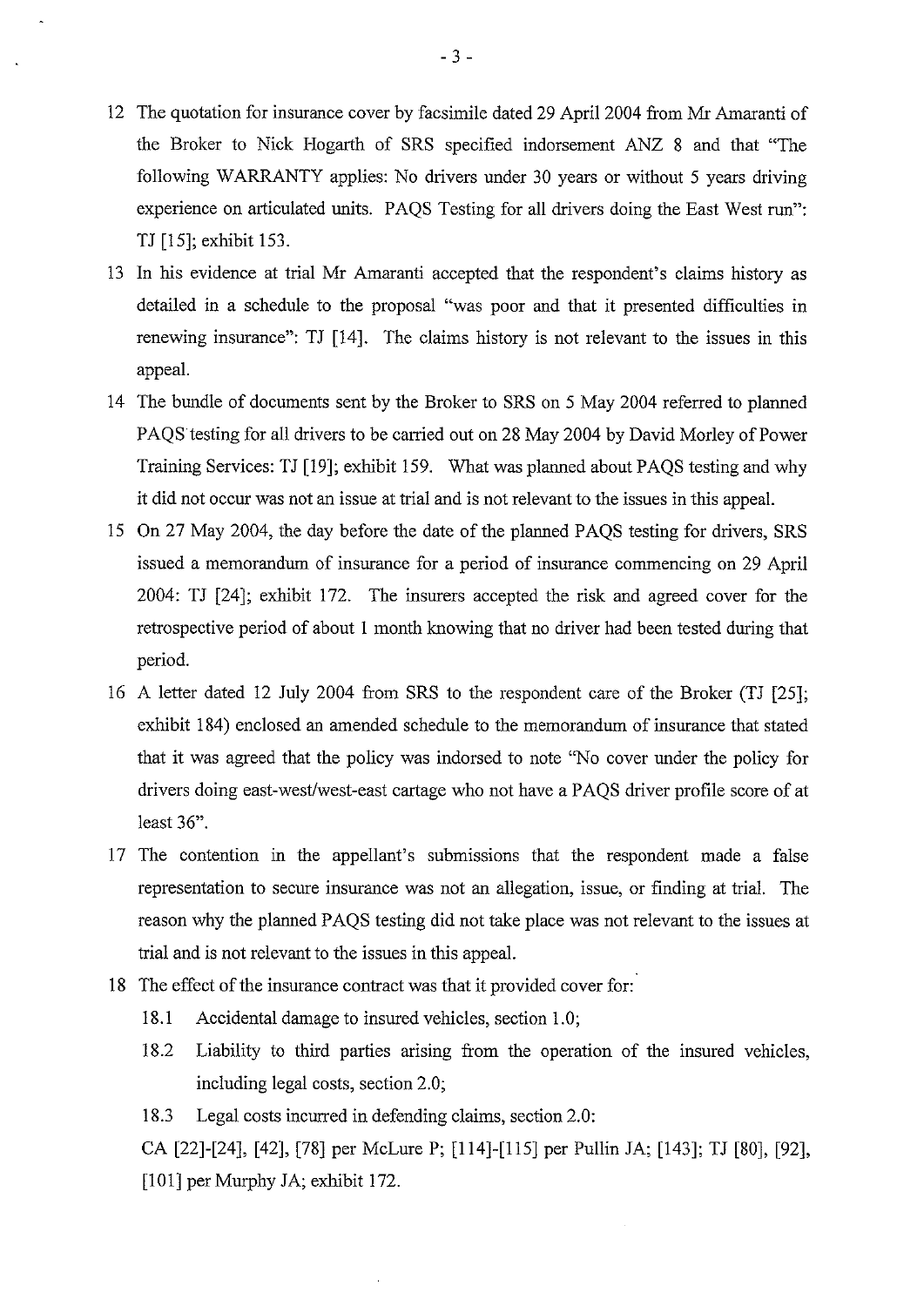12 The quotation for insurance cover by facsimile dated 29 April 2004 from Mr Amaranti of the Broker to Nick Hogarth of SRS specified indorsement ANZ 8 and that "The following WARRANTY applies: No drivers under 30 years or without 5 years driving experience on articulated units. PAQS Testing for all drivers doing the East West run": TJ [15]; exhibit 153.

13 In his evidence at trial Mr Amaranti accepted that the respondent's claims history as detailed in a schedule to the proposal "was poor and that it presented difficulties in renewing insurance": TJ [14]. The claims history is not relevant to the issues in this appeal.

14 The bundle of documents sent by the Broker to SRS on 5 May 2004 referred to planned PAQS testing for all drivers to be carried out on 28 May 2004 by David Morley of Power Training Services: TJ [19]; exhibit 159. What was planned about PAQS testing and why it did not occur was not an issue at trial and is not relevant to the issues in this appeal.

15 On 27 May 2004, the day before the date of the planned PAQS testing for drivers, SRS issued a memorandum of insurance for a period of insurance commencing on 29 April 2004: TJ [24]; exhibit 172. The insurers accepted the risk and agreed cover for the retrospective period of about 1 month knowing that no driver had been tested during that period.

16 A letter dated 12 July 2004 from SRS to the respondent care of the Broker (TJ [25]; exhibit 184) enclosed an amended schedule to the memorandum of insurance that stated that it was agreed that the policy was indorsed to note "No cover under the policy for drivers doing east-west/west-east cartage who not have a PAQS driver profile score of at least 36".

17 The contention in the appellant's submissions that the respondent made a false representation to secure insurance was not an allegation, issue, or finding at trial. The reason why the planned PAQS testing did not take place was not relevant to the issues at trial and is not relevant to the issues in this appeal.

18 The effect of the insurance contract was that it provided cover for:

18.1 Accidental damage to insured vehicles, section 1.0;

18.2 Liability to third parties arising from the operation of the insured vehicles, including legal costs, section 2.0;

18.3 Legal costs incurred in defending claims, section 2.0:

CA [22]-[24], [42], [78] per McLure P; [114]-[115] per Pullin JA; [143]; TJ [80], [92], [101] per Murphy JA; exhibit 172.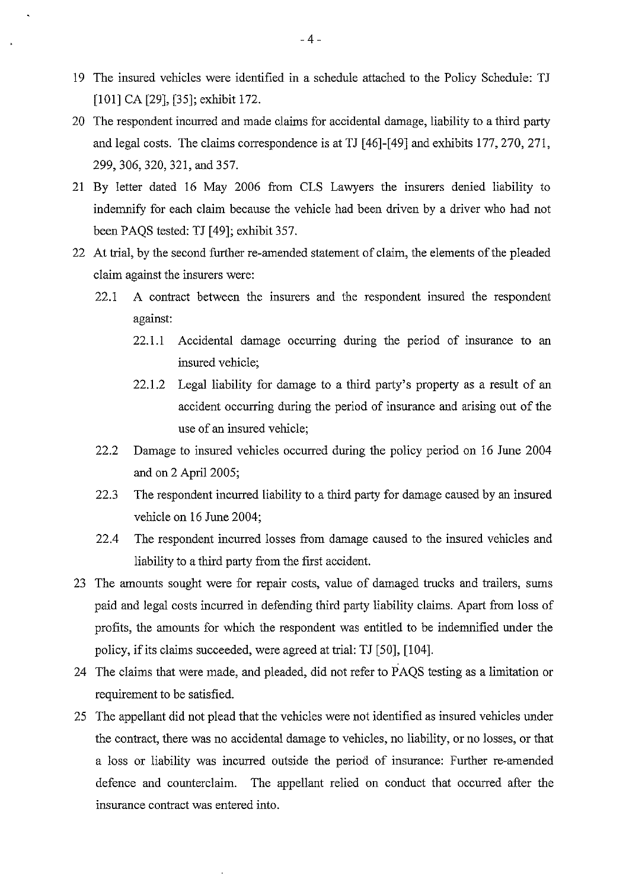19 The insured vehicles were identified in a schedule attached to the Policy Schedule: TJ [101] CA [29], [35]; exhibit 172.

20 The respondent incurred and made claims for accidental damage, liability to a third party and legal costs. The claims correspondence is at TJ [46]-[49] and exhibits 177, 270, 271, 299, 306, 320, 321, and 357.

21 By letter dated 16 May 2006 from CLS Lawyers the insurers denied liability to indemnify for each claim because the vehicle had been driven by a driver who had not been PAQS tested: TJ [49]; exhibit 357.

22 At trial, by the second further re-amended statement of claim, the elements of the pleaded claim against the insurers were:

   22.1 A contract between the insurers and the respondent insured the respondent against:

      22.1.1 Accidental damage occurring during the period of insurance to an insured vehicle;

      22.1.2 Legal liability for damage to a third party's property as a result of an accident occurring during the period of insurance and arising out of the use of an insured vehicle;

   22.2 Damage to insured vehicles occurred during the policy period on 16 June 2004 and on 2 April 2005;

   22.3 The respondent incurred liability to a third party for damage caused by an insured vehicle on 16 June 2004;

   22.4 The respondent incurred losses from damage caused to the insured vehicles and liability to a third party from the first accident.

23 The amounts sought were for repair costs, value of damaged trucks and trailers, sums paid and legal costs incurred in defending third party liability claims. Apart from loss of profits, the amounts for which the respondent was entitled to be indemnified under the policy, if its claims succeeded, were agreed at trial: TJ [50], [104].

24 The claims that were made, and pleaded, did not refer to PAQS testing as a limitation or requirement to be satisfied.

25 The appellant did not plead that the vehicles were not identified as insured vehicles under the contract, there was no accidental damage to vehicles, no liability, or no losses, or that a loss or liability was incurred outside the period of insurance: Further re-amended defence and counterclaim. The appellant relied on conduct that occurred after the insurance contract was entered into.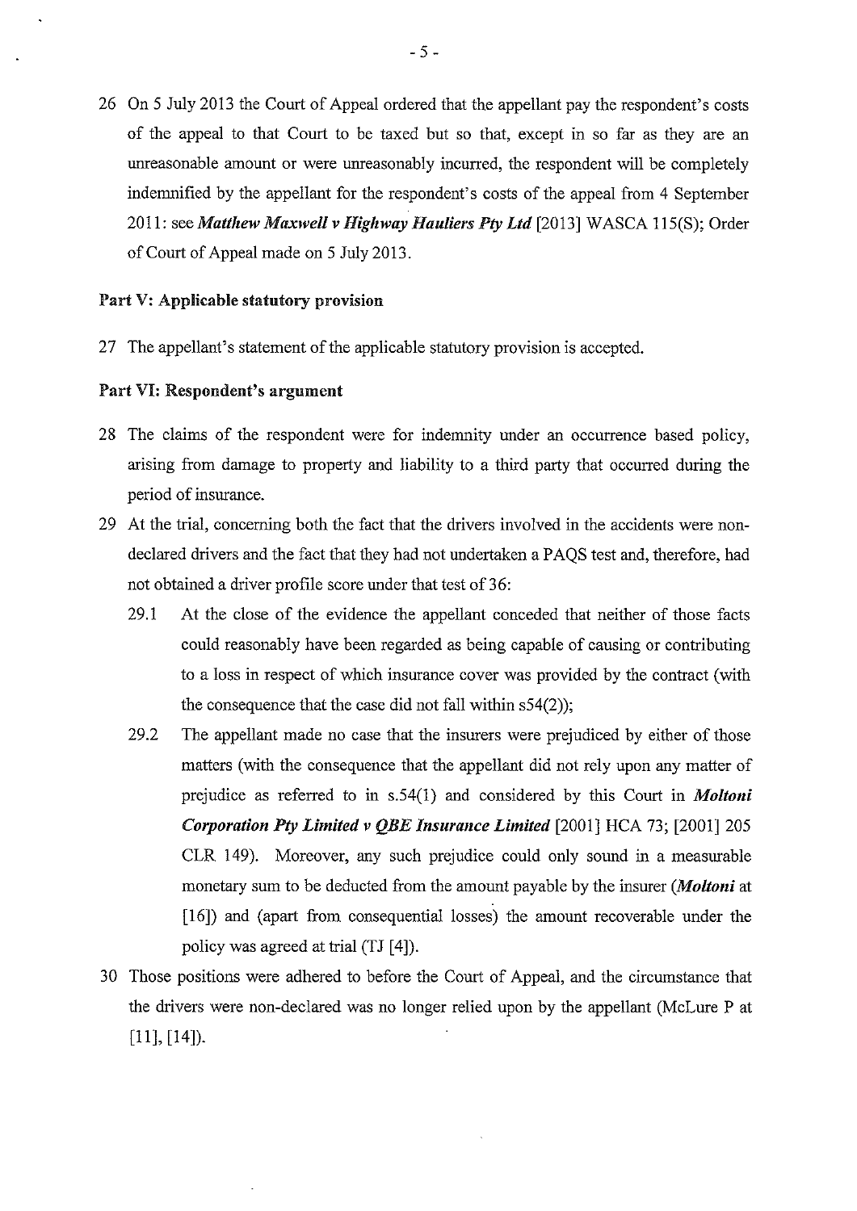26 On 5 July 2013 the Court of Appeal ordered that the appellant pay the respondent's costs of the appeal to that Court to be taxed but so that, except in so far as they are an unreasonable amount or were unreasonably incurred, the respondent will be completely indemnified by the appellant for the respondent's costs of the appeal from 4 September 2011: see ***Matthew Maxwell v Highway Hauliers Pty Ltd*** [2013] WASCA 115(S); Order of Court of Appeal made on 5 July 2013.

**Part V: Applicable statutory provision**

27 The appellant's statement of the applicable statutory provision is accepted.

**Part VI: Respondent's argument**

28 The claims of the respondent were for indemnity under an occurrence based policy, arising from damage to property and liability to a third party that occurred during the period of insurance.

29 At the trial, concerning both the fact that the drivers involved in the accidents were non-declared drivers and the fact that they had not undertaken a PAQS test and, therefore, had not obtained a driver profile score under that test of 36:

29.1 At the close of the evidence the appellant conceded that neither of those facts could reasonably have been regarded as being capable of causing or contributing to a loss in respect of which insurance cover was provided by the contract (with the consequence that the case did not fall within s54(2));

29.2 The appellant made no case that the insurers were prejudiced by either of those matters (with the consequence that the appellant did not rely upon any matter of prejudice as referred to in s.54(1) and considered by this Court in ***Moltoni Corporation Pty Limited v QBE Insurance Limited*** [2001] HCA 73; [2001] 205 CLR 149). Moreover, any such prejudice could only sound in a measurable monetary sum to be deducted from the amount payable by the insurer (***Moltoni*** at [16]) and (apart from consequential losses) the amount recoverable under the policy was agreed at trial (TJ [4]).

30 Those positions were adhered to before the Court of Appeal, and the circumstance that the drivers were non-declared was no longer relied upon by the appellant (McLure P at [11], [14]).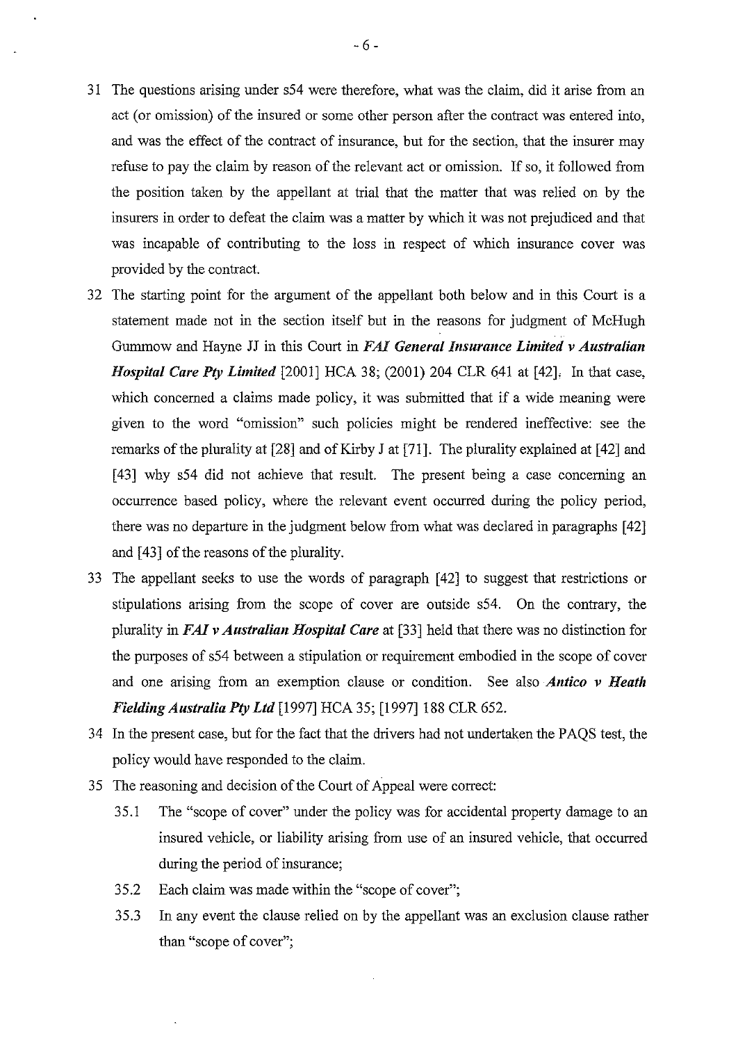31 The questions arising under s54 were therefore, what was the claim, did it arise from an act (or omission) of the insured or some other person after the contract was entered into, and was the effect of the contract of insurance, but for the section, that the insurer may refuse to pay the claim by reason of the relevant act or omission. If so, it followed from the position taken by the appellant at trial that the matter that was relied on by the insurers in order to defeat the claim was a matter by which it was not prejudiced and that was incapable of contributing to the loss in respect of which insurance cover was provided by the contract.

32 The starting point for the argument of the appellant both below and in this Court is a statement made not in the section itself but in the reasons for judgment of McHugh Gummow and Hayne JJ in this Court in ***FAI General Insurance Limited v Australian Hospital Care Pty Limited*** [2001] HCA 38; (2001) 204 CLR 641 at [42]. In that case, which concerned a claims made policy, it was submitted that if a wide meaning were given to the word "omission" such policies might be rendered ineffective: see the remarks of the plurality at [28] and of Kirby J at [71]. The plurality explained at [42] and [43] why s54 did not achieve that result. The present being a case concerning an occurrence based policy, where the relevant event occurred during the policy period, there was no departure in the judgment below from what was declared in paragraphs [42] and [43] of the reasons of the plurality.

33 The appellant seeks to use the words of paragraph [42] to suggest that restrictions or stipulations arising from the scope of cover are outside s54. On the contrary, the plurality in ***FAI v Australian Hospital Care*** at [33] held that there was no distinction for the purposes of s54 between a stipulation or requirement embodied in the scope of cover and one arising from an exemption clause or condition. See also ***Antico v Heath Fielding Australia Pty Ltd*** [1997] HCA 35; [1997] 188 CLR 652.

34 In the present case, but for the fact that the drivers had not undertaken the PAQS test, the policy would have responded to the claim.

35 The reasoning and decision of the Court of Appeal were correct:

35.1 The "scope of cover" under the policy was for accidental property damage to an insured vehicle, or liability arising from use of an insured vehicle, that occurred during the period of insurance;

35.2 Each claim was made within the "scope of cover";

35.3 In any event the clause relied on by the appellant was an exclusion clause rather than "scope of cover";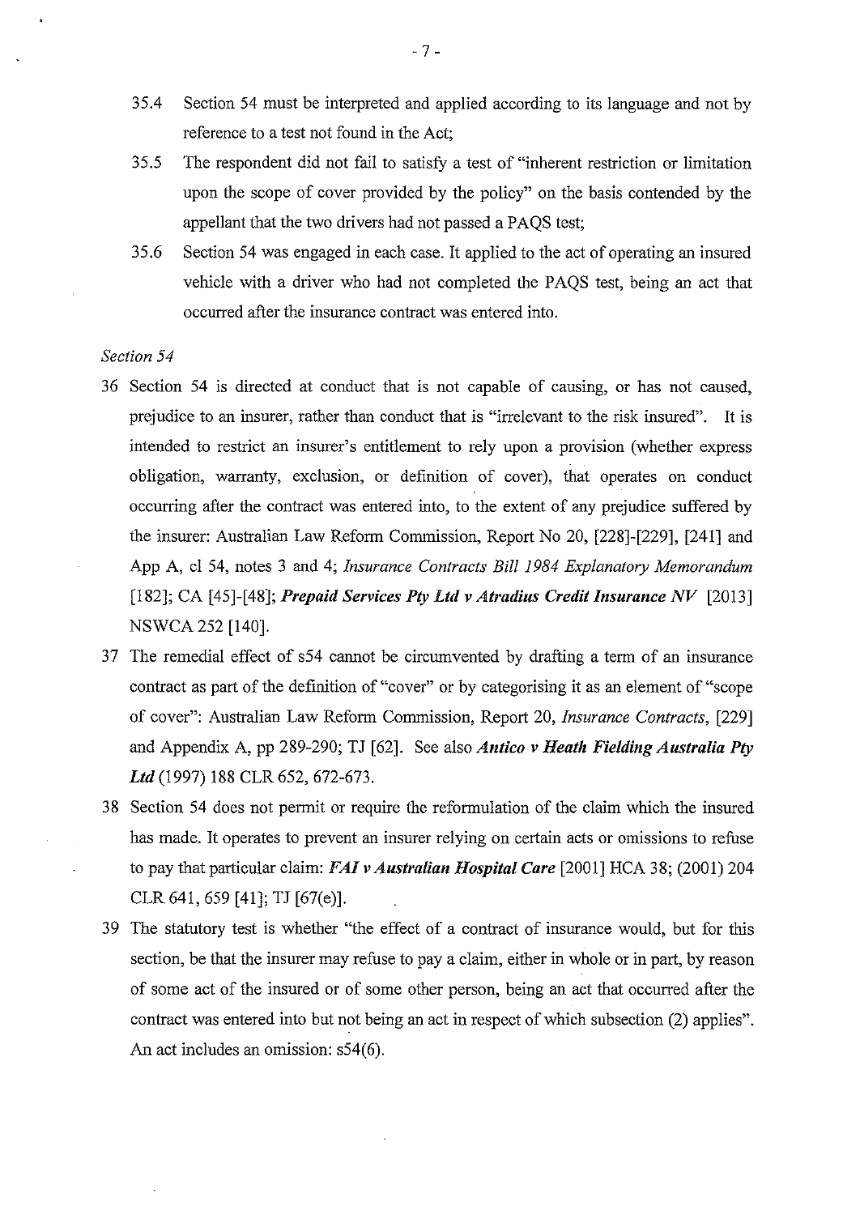35.4 Section 54 must be interpreted and applied according to its language and not by reference to a test not found in the Act;

35.5 The respondent did not fail to satisfy a test of "inherent restriction or limitation upon the scope of cover provided by the policy" on the basis contended by the appellant that the two drivers had not passed a PAQS test;

35.6 Section 54 was engaged in each case. It applied to the act of operating an insured vehicle with a driver who had not completed the PAQS test, being an act that occurred after the insurance contract was entered into.

*Section 54*

36 Section 54 is directed at conduct that is not capable of causing, or has not caused, prejudice to an insurer, rather than conduct that is "irrelevant to the risk insured". It is intended to restrict an insurer's entitlement to rely upon a provision (whether express obligation, warranty, exclusion, or definition of cover), that operates on conduct occurring after the contract was entered into, to the extent of any prejudice suffered by the insurer: Australian Law Reform Commission, Report No 20, [228]-[229], [241] and App A, cl 54, notes 3 and 4; *Insurance Contracts Bill 1984 Explanatory Memorandum* [182]; CA [45]-[48]; ***Prepaid Services Pty Ltd v Atradius Credit Insurance NV*** [2013] NSWCA 252 [140].

37 The remedial effect of s54 cannot be circumvented by drafting a term of an insurance contract as part of the definition of "cover" or by categorising it as an element of "scope of cover": Australian Law Reform Commission, Report 20, *Insurance Contracts*, [229] and Appendix A, pp 289-290; TJ [62]. See also ***Antico v Heath Fielding Australia Pty Ltd*** (1997) 188 CLR 652, 672-673.

38 Section 54 does not permit or require the reformulation of the claim which the insured has made. It operates to prevent an insurer relying on certain acts or omissions to refuse to pay that particular claim: ***FAI v Australian Hospital Care*** [2001] HCA 38; (2001) 204 CLR 641, 659 [41]; TJ [67(e)].

39 The statutory test is whether "the effect of a contract of insurance would, but for this section, be that the insurer may refuse to pay a claim, either in whole or in part, by reason of some act of the insured or of some other person, being an act that occurred after the contract was entered into but not being an act in respect of which subsection (2) applies". An act includes an omission: s54(6).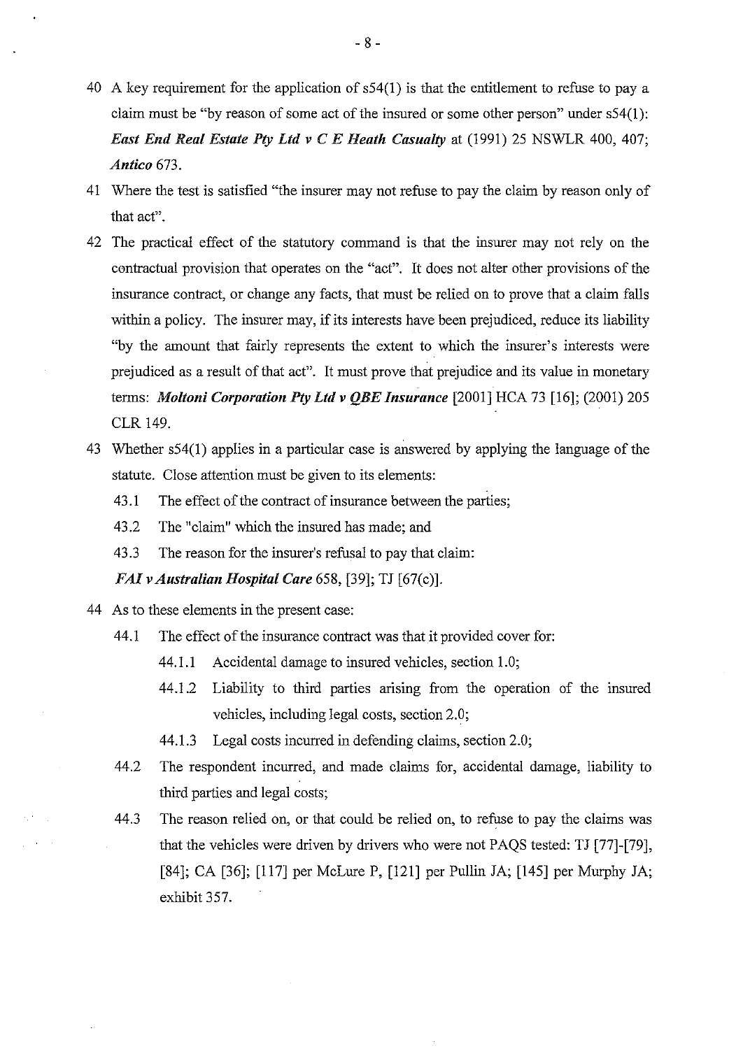40 A key requirement for the application of s54(1) is that the entitlement to refuse to pay a claim must be "by reason of some act of the insured or some other person" under s54(1): ***East End Real Estate Pty Ltd v C E Heath Casualty*** at (1991) 25 NSWLR 400, 407; ***Antico*** 673.

41 Where the test is satisfied "the insurer may not refuse to pay the claim by reason only of that act".

42 The practical effect of the statutory command is that the insurer may not rely on the contractual provision that operates on the "act". It does not alter other provisions of the insurance contract, or change any facts, that must be relied on to prove that a claim falls within a policy. The insurer may, if its interests have been prejudiced, reduce its liability "by the amount that fairly represents the extent to which the insurer's interests were prejudiced as a result of that act". It must prove that prejudice and its value in monetary terms: ***Moltoni Corporation Pty Ltd v QBE Insurance*** [2001] HCA 73 [16]; (2001) 205 CLR 149.

43 Whether s54(1) applies in a particular case is answered by applying the language of the statute. Close attention must be given to its elements:

- 43.1 The effect of the contract of insurance between the parties;
- 43.2 The "claim" which the insured has made; and
- 43.3 The reason for the insurer's refusal to pay that claim:

***FAI v Australian Hospital Care*** 658, [39]; TJ [67(c)].

44 As to these elements in the present case:

- 44.1 The effect of the insurance contract was that it provided cover for:
  - 44.1.1 Accidental damage to insured vehicles, section 1.0;
  - 44.1.2 Liability to third parties arising from the operation of the insured vehicles, including legal costs, section 2.0;
  - 44.1.3 Legal costs incurred in defending claims, section 2.0;
- 44.2 The respondent incurred, and made claims for, accidental damage, liability to third parties and legal costs;
- 44.3 The reason relied on, or that could be relied on, to refuse to pay the claims was that the vehicles were driven by drivers who were not PAQS tested: TJ [77]-[79], [84]; CA [36]; [117] per McLure P, [121] per Pullin JA; [145] per Murphy JA; exhibit 357.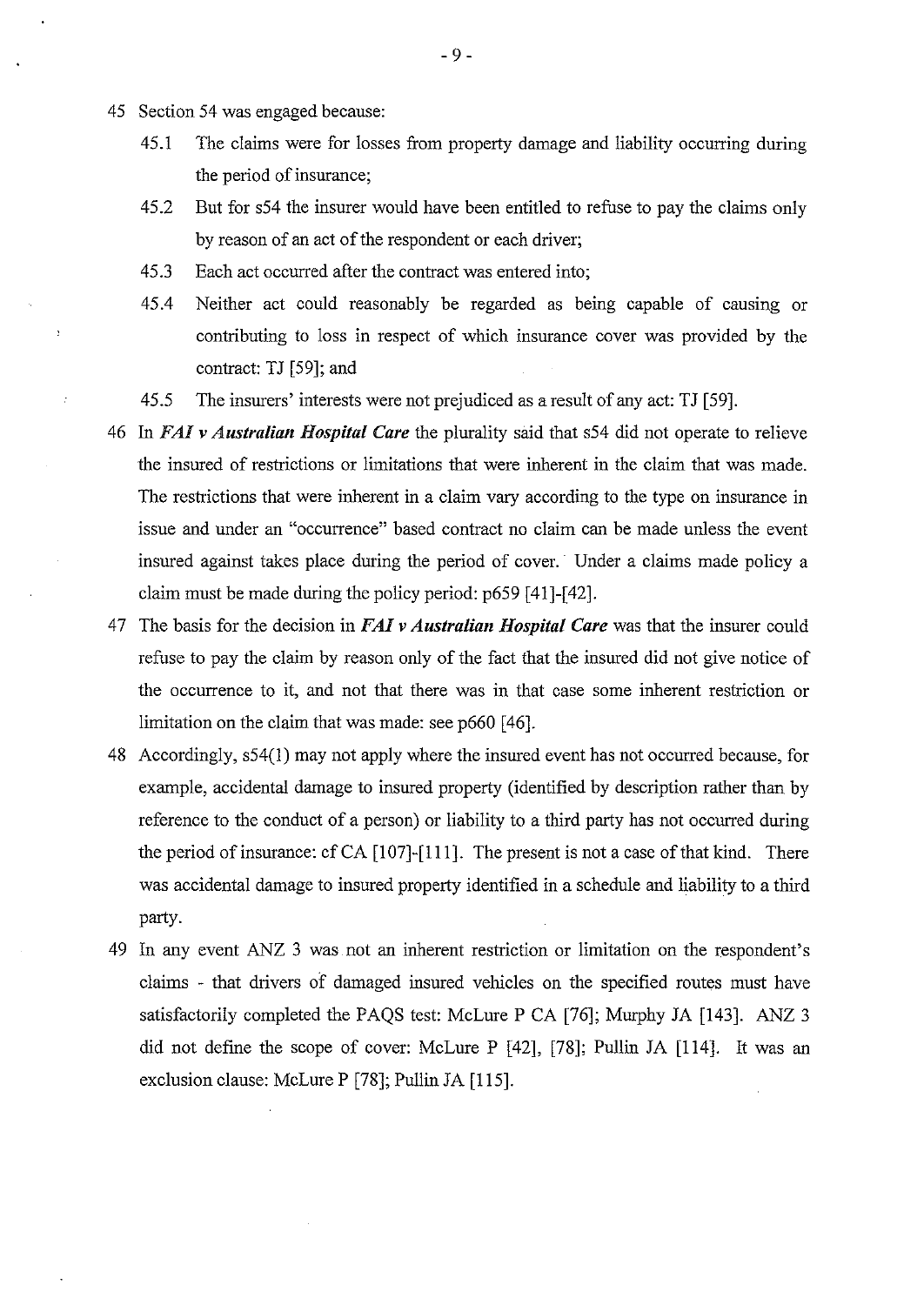45 Section 54 was engaged because:

   45.1 The claims were for losses from property damage and liability occurring during the period of insurance;

   45.2 But for s54 the insurer would have been entitled to refuse to pay the claims only by reason of an act of the respondent or each driver;

   45.3 Each act occurred after the contract was entered into;

   45.4 Neither act could reasonably be regarded as being capable of causing or contributing to loss in respect of which insurance cover was provided by the contract: TJ [59]; and

   45.5 The insurers' interests were not prejudiced as a result of any act: TJ [59].

46 In ***FAI v Australian Hospital Care*** the plurality said that s54 did not operate to relieve the insured of restrictions or limitations that were inherent in the claim that was made. The restrictions that were inherent in a claim vary according to the type on insurance in issue and under an "occurrence" based contract no claim can be made unless the event insured against takes place during the period of cover. Under a claims made policy a claim must be made during the policy period: p659 [41]-[42].

47 The basis for the decision in ***FAI v Australian Hospital Care*** was that the insurer could refuse to pay the claim by reason only of the fact that the insured did not give notice of the occurrence to it, and not that there was in that case some inherent restriction or limitation on the claim that was made: see p660 [46].

48 Accordingly, s54(1) may not apply where the insured event has not occurred because, for example, accidental damage to insured property (identified by description rather than by reference to the conduct of a person) or liability to a third party has not occurred during the period of insurance: cf CA [107]-[111]. The present is not a case of that kind. There was accidental damage to insured property identified in a schedule and liability to a third party.

49 In any event ANZ 3 was not an inherent restriction or limitation on the respondent's claims - that drivers of damaged insured vehicles on the specified routes must have satisfactorily completed the PAQS test: McLure P CA [76]; Murphy JA [143]. ANZ 3 did not define the scope of cover: McLure P [42], [78]; Pullin JA [114]. It was an exclusion clause: McLure P [78]; Pullin JA [115].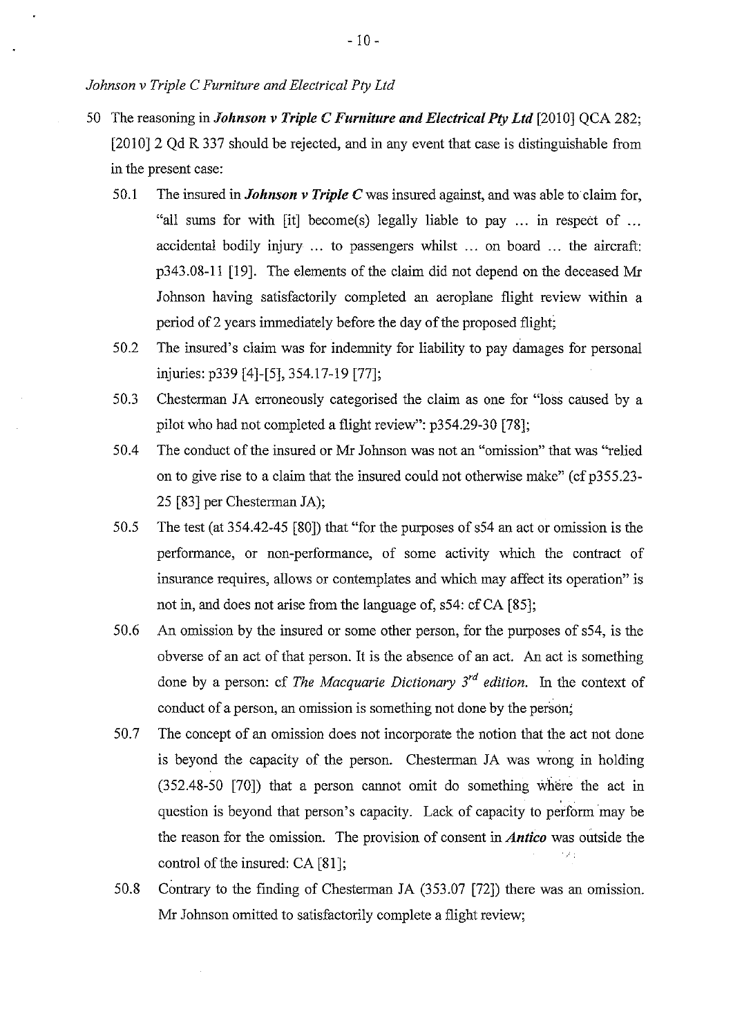*Johnson v Triple C Furniture and Electrical Pty Ltd*

50 The reasoning in ***Johnson v Triple C Furniture and Electrical Pty Ltd*** [2010] QCA 282; [2010] 2 Qd R 337 should be rejected, and in any event that case is distinguishable from in the present case:

50.1 The insured in ***Johnson v Triple C*** was insured against, and was able to claim for, "all sums for with [it] become(s) legally liable to pay ... in respect of ... accidental bodily injury ... to passengers whilst ... on board ... the aircraft: p343.08-11 [19]. The elements of the claim did not depend on the deceased Mr Johnson having satisfactorily completed an aeroplane flight review within a period of 2 years immediately before the day of the proposed flight;

50.2 The insured's claim was for indemnity for liability to pay damages for personal injuries: p339 [4]-[5], 354.17-19 [77];

50.3 Chesterman JA erroneously categorised the claim as one for "loss caused by a pilot who had not completed a flight review": p354.29-30 [78];

50.4 The conduct of the insured or Mr Johnson was not an "omission" that was "relied on to give rise to a claim that the insured could not otherwise make" (cf p355.23-25 [83] per Chesterman JA);

50.5 The test (at 354.42-45 [80]) that "for the purposes of s54 an act or omission is the performance, or non-performance, of some activity which the contract of insurance requires, allows or contemplates and which may affect its operation" is not in, and does not arise from the language of, s54: cf CA [85];

50.6 An omission by the insured or some other person, for the purposes of s54, is the obverse of an act of that person. It is the absence of an act. An act is something done by a person: cf *The Macquarie Dictionary 3rd edition*. In the context of conduct of a person, an omission is something not done by the person;

50.7 The concept of an omission does not incorporate the notion that the act not done is beyond the capacity of the person. Chesterman JA was wrong in holding (352.48-50 [70]) that a person cannot omit do something where the act in question is beyond that person's capacity. Lack of capacity to perform may be the reason for the omission. The provision of consent in ***Antico*** was outside the control of the insured: CA [81];

50.8 Contrary to the finding of Chesterman JA (353.07 [72]) there was an omission. Mr Johnson omitted to satisfactorily complete a flight review;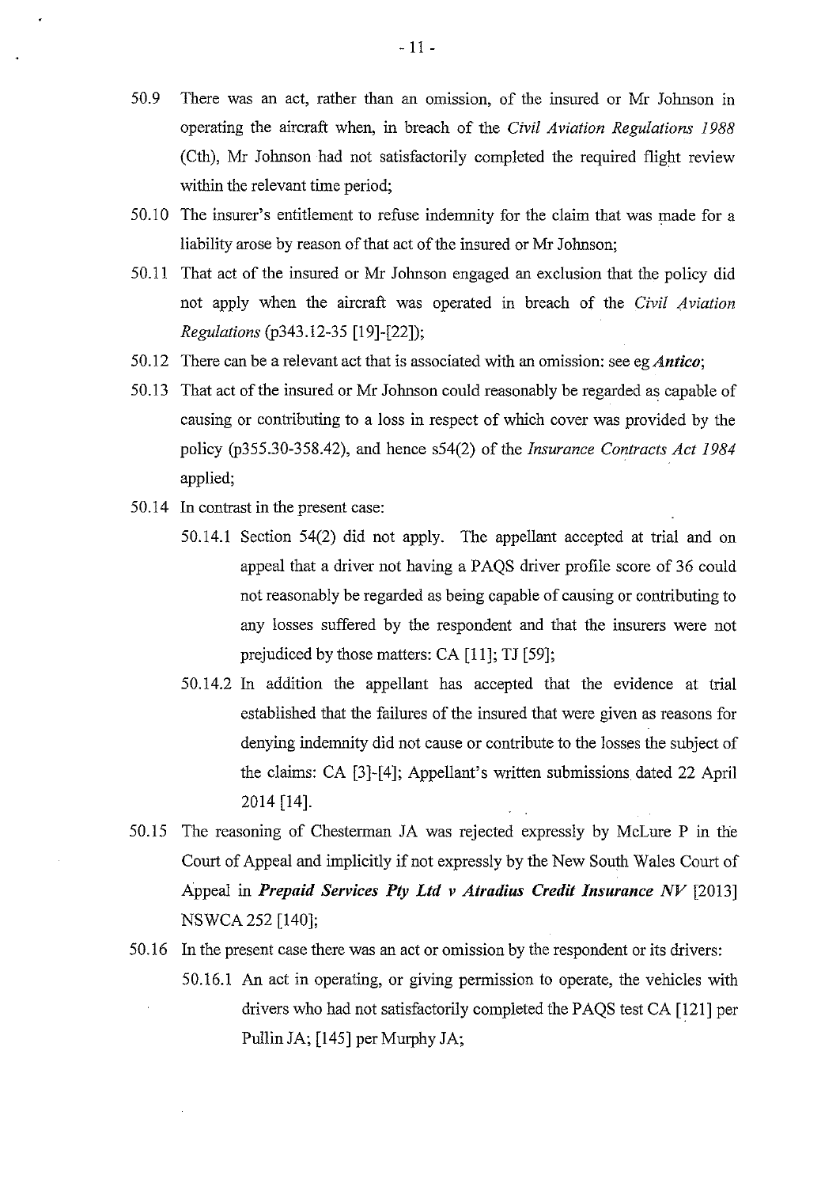50.9 There was an act, rather than an omission, of the insured or Mr Johnson in operating the aircraft when, in breach of the *Civil Aviation Regulations 1988* (Cth), Mr Johnson had not satisfactorily completed the required flight review within the relevant time period;

50.10 The insurer's entitlement to refuse indemnity for the claim that was made for a liability arose by reason of that act of the insured or Mr Johnson;

50.11 That act of the insured or Mr Johnson engaged an exclusion that the policy did not apply when the aircraft was operated in breach of the *Civil Aviation Regulations* (p343.12-35 [19]-[22]);

50.12 There can be a relevant act that is associated with an omission: see eg ***Antico***;

50.13 That act of the insured or Mr Johnson could reasonably be regarded as capable of causing or contributing to a loss in respect of which cover was provided by the policy (p355.30-358.42), and hence s54(2) of the *Insurance Contracts Act 1984* applied;

50.14 In contrast in the present case:

50.14.1 Section 54(2) did not apply. The appellant accepted at trial and on appeal that a driver not having a PAQS driver profile score of 36 could not reasonably be regarded as being capable of causing or contributing to any losses suffered by the respondent and that the insurers were not prejudiced by those matters: CA [11]; TJ [59];

50.14.2 In addition the appellant has accepted that the evidence at trial established that the failures of the insured that were given as reasons for denying indemnity did not cause or contribute to the losses the subject of the claims: CA [3]-[4]; Appellant's written submissions dated 22 April 2014 [14].

50.15 The reasoning of Chesterman JA was rejected expressly by McLure P in the Court of Appeal and implicitly if not expressly by the New South Wales Court of Appeal in ***Prepaid Services Pty Ltd v Atradius Credit Insurance NV*** [2013] NSWCA 252 [140];

50.16 In the present case there was an act or omission by the respondent or its drivers:

50.16.1 An act in operating, or giving permission to operate, the vehicles with drivers who had not satisfactorily completed the PAQS test CA [121] per Pullin JA; [145] per Murphy JA;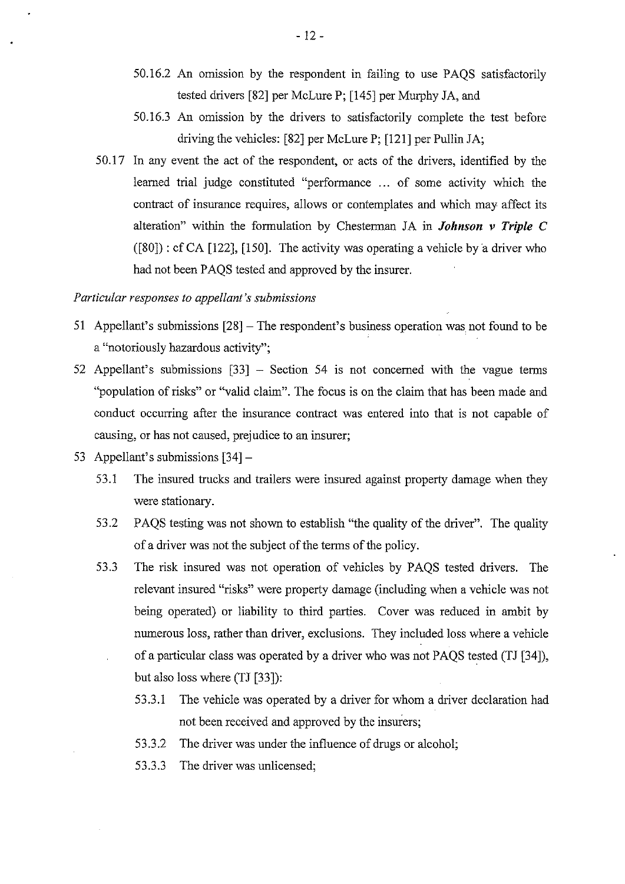50.16.2 An omission by the respondent in failing to use PAQS satisfactorily tested drivers [82] per McLure P; [145] per Murphy JA, and

50.16.3 An omission by the drivers to satisfactorily complete the test before driving the vehicles: [82] per McLure P; [121] per Pullin JA;

50.17 In any event the act of the respondent, or acts of the drivers, identified by the learned trial judge constituted "performance ... of some activity which the contract of insurance requires, allows or contemplates and which may affect its alteration" within the formulation by Chesterman JA in ***Johnson v Triple C*** ([80]) : cf CA [122], [150]. The activity was operating a vehicle by a driver who had not been PAQS tested and approved by the insurer.

*Particular responses to appellant's submissions*

51 Appellant's submissions [28] – The respondent's business operation was not found to be a "notoriously hazardous activity";

52 Appellant's submissions [33] – Section 54 is not concerned with the vague terms "population of risks" or "valid claim". The focus is on the claim that has been made and conduct occurring after the insurance contract was entered into that is not capable of causing, or has not caused, prejudice to an insurer;

53 Appellant's submissions [34] –

53.1 The insured trucks and trailers were insured against property damage when they were stationary.

53.2 PAQS testing was not shown to establish "the quality of the driver". The quality of a driver was not the subject of the terms of the policy.

53.3 The risk insured was not operation of vehicles by PAQS tested drivers. The relevant insured "risks" were property damage (including when a vehicle was not being operated) or liability to third parties. Cover was reduced in ambit by numerous loss, rather than driver, exclusions. They included loss where a vehicle of a particular class was operated by a driver who was not PAQS tested (TJ [34]), but also loss where (TJ [33]):

53.3.1 The vehicle was operated by a driver for whom a driver declaration had not been received and approved by the insurers;

53.3.2 The driver was under the influence of drugs or alcohol;

53.3.3 The driver was unlicensed;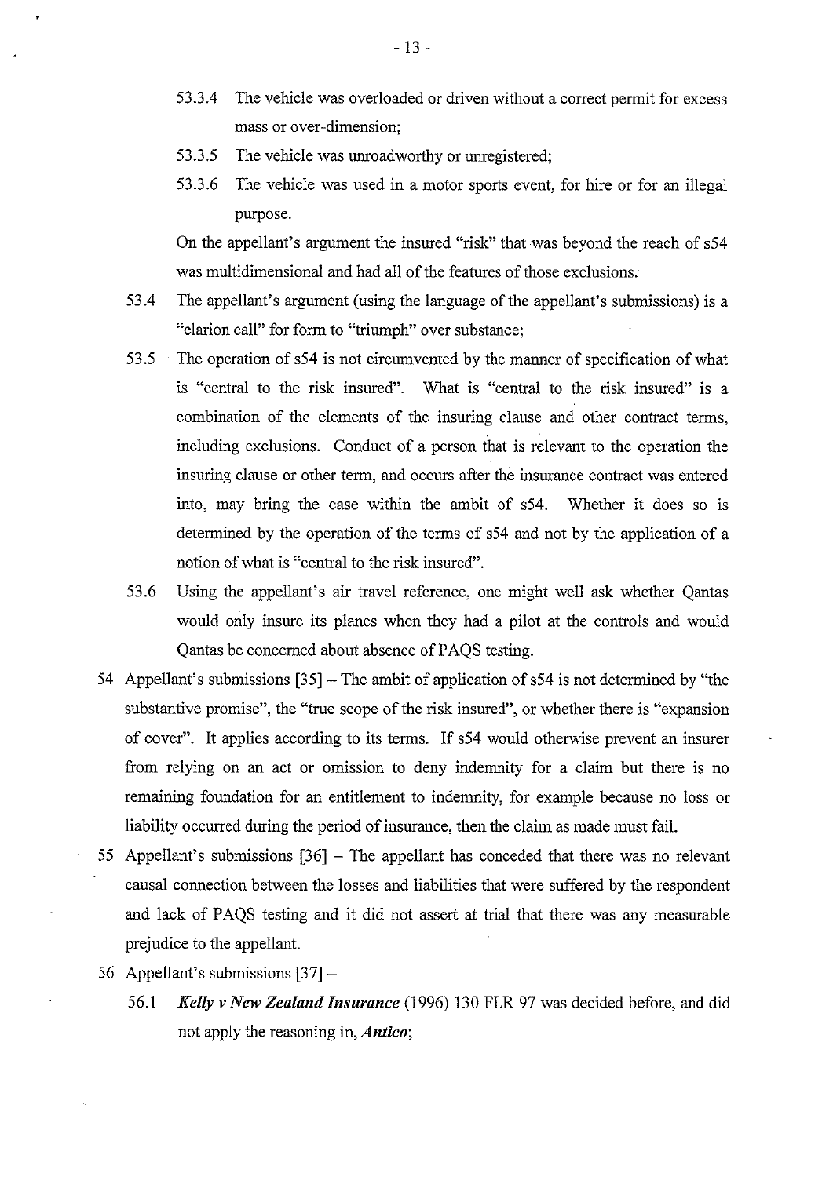53.3.4 The vehicle was overloaded or driven without a correct permit for excess mass or over-dimension;

53.3.5 The vehicle was unroadworthy or unregistered;

53.3.6 The vehicle was used in a motor sports event, for hire or for an illegal purpose.

On the appellant's argument the insured "risk" that was beyond the reach of s54 was multidimensional and had all of the features of those exclusions.

53.4 The appellant's argument (using the language of the appellant's submissions) is a "clarion call" for form to "triumph" over substance;

53.5 The operation of s54 is not circumvented by the manner of specification of what is "central to the risk insured". What is "central to the risk insured" is a combination of the elements of the insuring clause and other contract terms, including exclusions. Conduct of a person that is relevant to the operation the insuring clause or other term, and occurs after the insurance contract was entered into, may bring the case within the ambit of s54. Whether it does so is determined by the operation of the terms of s54 and not by the application of a notion of what is "central to the risk insured".

53.6 Using the appellant's air travel reference, one might well ask whether Qantas would only insure its planes when they had a pilot at the controls and would Qantas be concerned about absence of PAQS testing.

54 Appellant's submissions [35] – The ambit of application of s54 is not determined by "the substantive promise", the "true scope of the risk insured", or whether there is "expansion of cover". It applies according to its terms. If s54 would otherwise prevent an insurer from relying on an act or omission to deny indemnity for a claim but there is no remaining foundation for an entitlement to indemnity, for example because no loss or liability occurred during the period of insurance, then the claim as made must fail.

55 Appellant's submissions [36] – The appellant has conceded that there was no relevant causal connection between the losses and liabilities that were suffered by the respondent and lack of PAQS testing and it did not assert at trial that there was any measurable prejudice to the appellant.

56 Appellant's submissions [37] –

56.1 ***Kelly v New Zealand Insurance*** (1996) 130 FLR 97 was decided before, and did not apply the reasoning in, ***Antico***;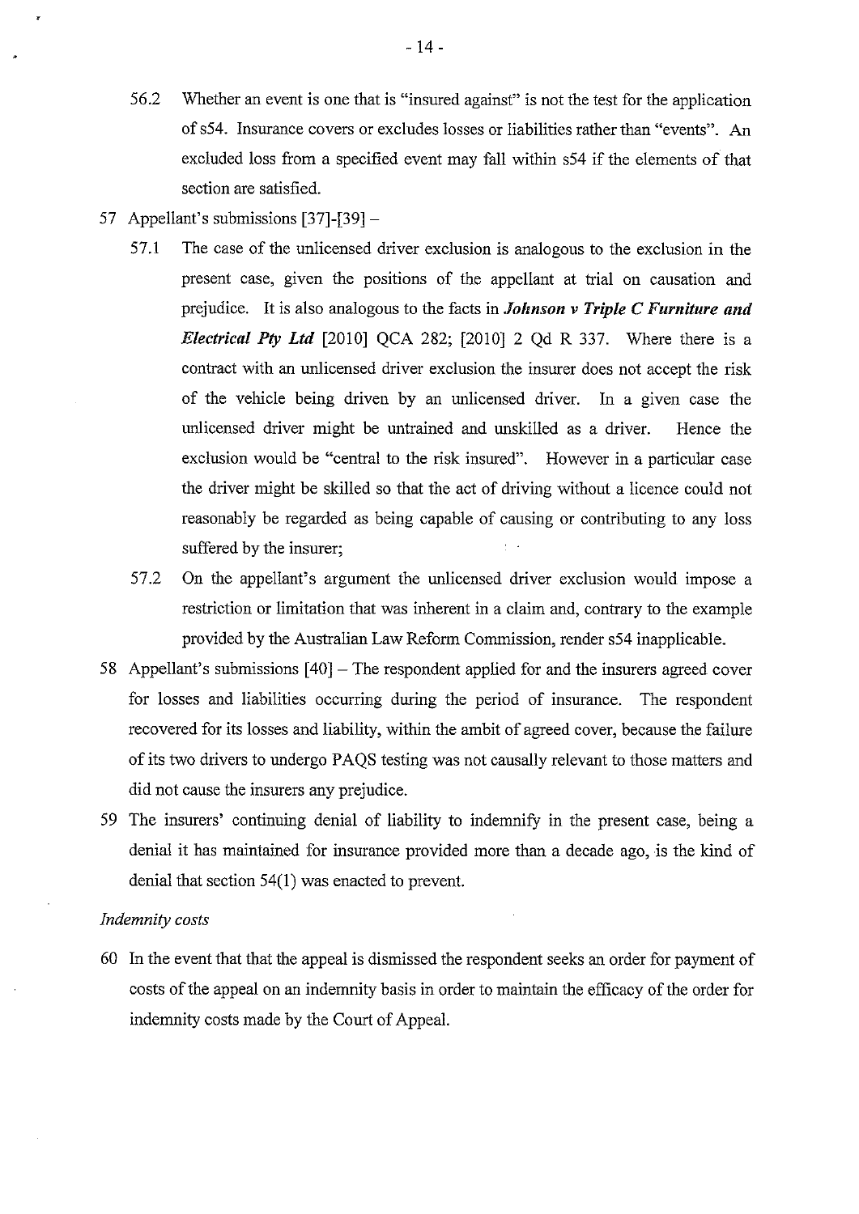56.2 Whether an event is one that is "insured against" is not the test for the application of s54. Insurance covers or excludes losses or liabilities rather than "events". An excluded loss from a specified event may fall within s54 if the elements of that section are satisfied.

57 Appellant's submissions [37]-[39] –

57.1 The case of the unlicensed driver exclusion is analogous to the exclusion in the present case, given the positions of the appellant at trial on causation and prejudice. It is also analogous to the facts in ***Johnson v Triple C Furniture and Electrical Pty Ltd*** [2010] QCA 282; [2010] 2 Qd R 337. Where there is a contract with an unlicensed driver exclusion the insurer does not accept the risk of the vehicle being driven by an unlicensed driver. In a given case the unlicensed driver might be untrained and unskilled as a driver. Hence the exclusion would be "central to the risk insured". However in a particular case the driver might be skilled so that the act of driving without a licence could not reasonably be regarded as being capable of causing or contributing to any loss suffered by the insurer;

57.2 On the appellant's argument the unlicensed driver exclusion would impose a restriction or limitation that was inherent in a claim and, contrary to the example provided by the Australian Law Reform Commission, render s54 inapplicable.

58 Appellant's submissions [40] – The respondent applied for and the insurers agreed cover for losses and liabilities occurring during the period of insurance. The respondent recovered for its losses and liability, within the ambit of agreed cover, because the failure of its two drivers to undergo PAQS testing was not causally relevant to those matters and did not cause the insurers any prejudice.

59 The insurers' continuing denial of liability to indemnify in the present case, being a denial it has maintained for insurance provided more than a decade ago, is the kind of denial that section 54(1) was enacted to prevent.

*Indemnity costs*

60 In the event that that the appeal is dismissed the respondent seeks an order for payment of costs of the appeal on an indemnity basis in order to maintain the efficacy of the order for indemnity costs made by the Court of Appeal.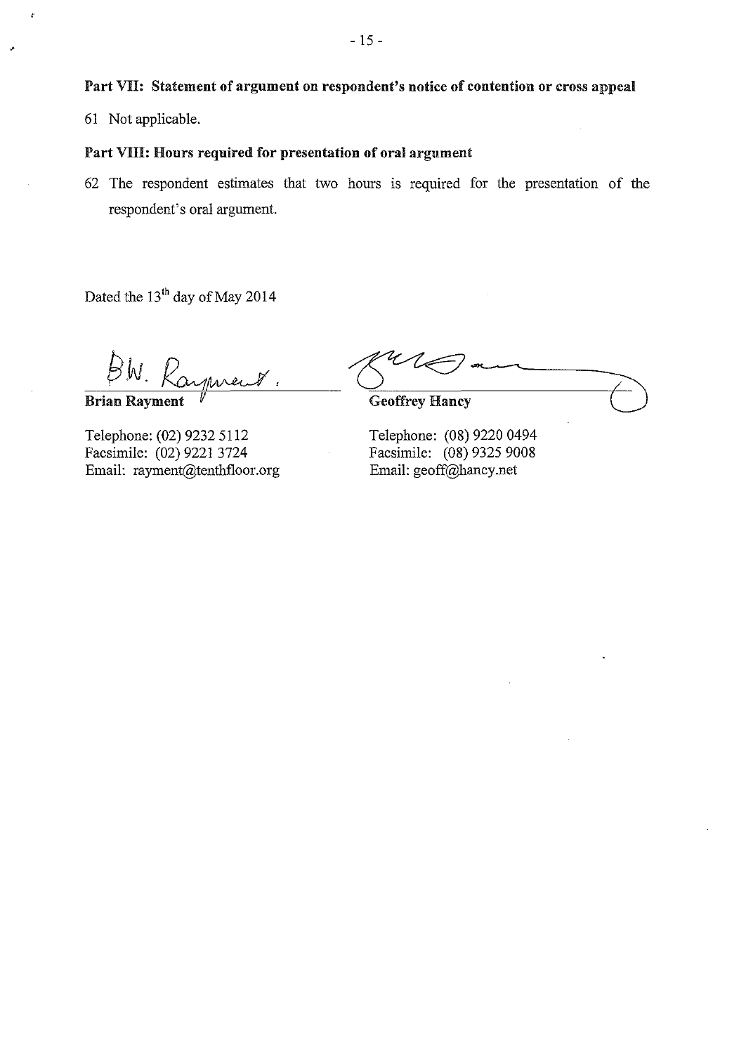**Part VII: Statement of argument on respondent's notice of contention or cross appeal**

61 Not applicable.

**Part VIII: Hours required for presentation of oral argument**

62 The respondent estimates that two hours is required for the presentation of the respondent's oral argument.

Dated the 13th day of May 2014

**Brian Rayment**

Telephone: (02) 9232 5112
Facsimile: (02) 9221 3724
Email: rayment@tenthfloor.org

**Geoffrey Hancy**

Telephone: (08) 9220 0494
Facsimile: (08) 9325 9008
Email: geoff@hancy.net